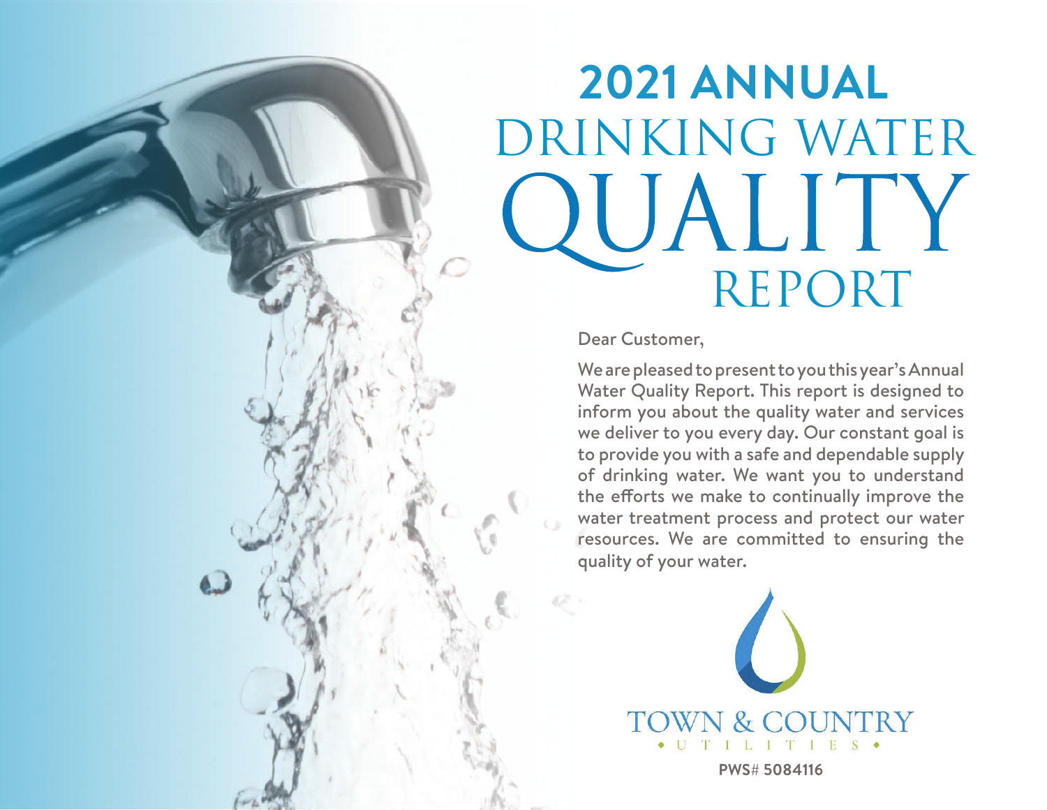# 2021 ANNUAL DRINKING WATER QUALITY REPORT

Dear Customer,

We are pleased to present to you this year's Annual Water Quality Report. This report is designed to inform you about the quality water and services we deliver to you every day. Our constant goal is to provide you with a safe and dependable supply of drinking water. We want you to understand the efforts we make to continually improve the water treatment process and protect our water resources. We are committed to ensuring the quality of your water.

TOWN & COUNTRY
UTILITIES

**PWS# 5084116**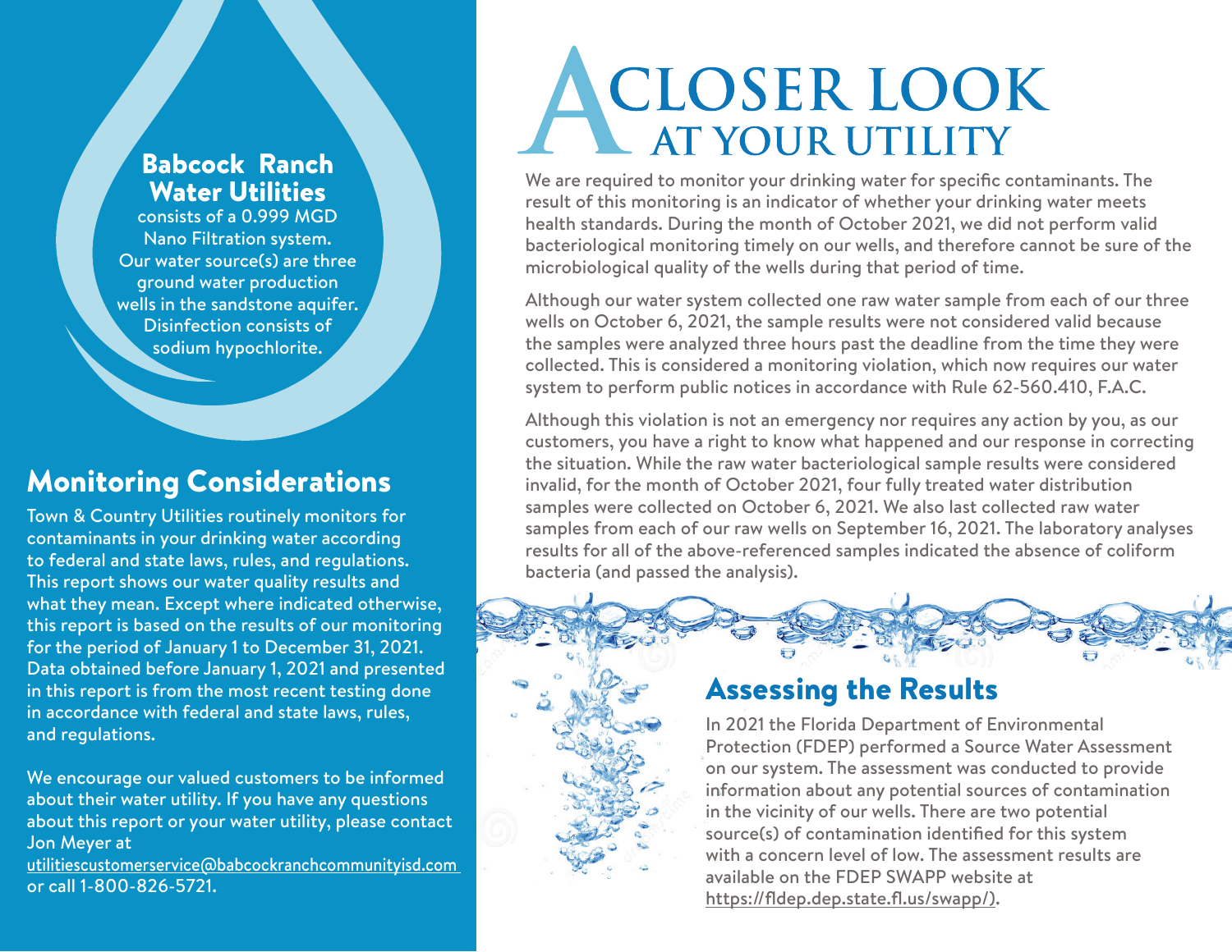## Babcock Ranch Water Utilities

consists of a 0.999 MGD Nano Filtration system. Our water source(s) are three ground water production wells in the sandstone aquifer. Disinfection consists of sodium hypochlorite.

## Monitoring Considerations

Town & Country Utilities routinely monitors for contaminants in your drinking water according to federal and state laws, rules, and regulations. This report shows our water quality results and what they mean. Except where indicated otherwise, this report is based on the results of our monitoring for the period of January 1 to December 31, 2021. Data obtained before January 1, 2021 and presented in this report is from the most recent testing done in accordance with federal and state laws, rules, and regulations.

We encourage our valued customers to be informed about their water utility. If you have any questions about this report or your water utility, please contact Jon Meyer at utilitiescustomerservice@babcockranchcommunityisd.com or call 1-800-826-5721.

# A Closer Look at Your Utility

We are required to monitor your drinking water for specific contaminants. The result of this monitoring is an indicator of whether your drinking water meets health standards. During the month of October 2021, we did not perform valid bacteriological monitoring timely on our wells, and therefore cannot be sure of the microbiological quality of the wells during that period of time.

Although our water system collected one raw water sample from each of our three wells on October 6, 2021, the sample results were not considered valid because the samples were analyzed three hours past the deadline from the time they were collected. This is considered a monitoring violation, which now requires our water system to perform public notices in accordance with Rule 62-560.410, F.A.C.

Although this violation is not an emergency nor requires any action by you, as our customers, you have a right to know what happened and our response in correcting the situation. While the raw water bacteriological sample results were considered invalid, for the month of October 2021, four fully treated water distribution samples were collected on October 6, 2021. We also last collected raw water samples from each of our raw wells on September 16, 2021. The laboratory analyses results for all of the above-referenced samples indicated the absence of coliform bacteria (and passed the analysis).

## Assessing the Results

In 2021 the Florida Department of Environmental Protection (FDEP) performed a Source Water Assessment on our system. The assessment was conducted to provide information about any potential sources of contamination in the vicinity of our wells. There are two potential source(s) of contamination identified for this system with a concern level of low. The assessment results are available on the FDEP SWAPP website at https://fldep.dep.state.fl.us/swapp/).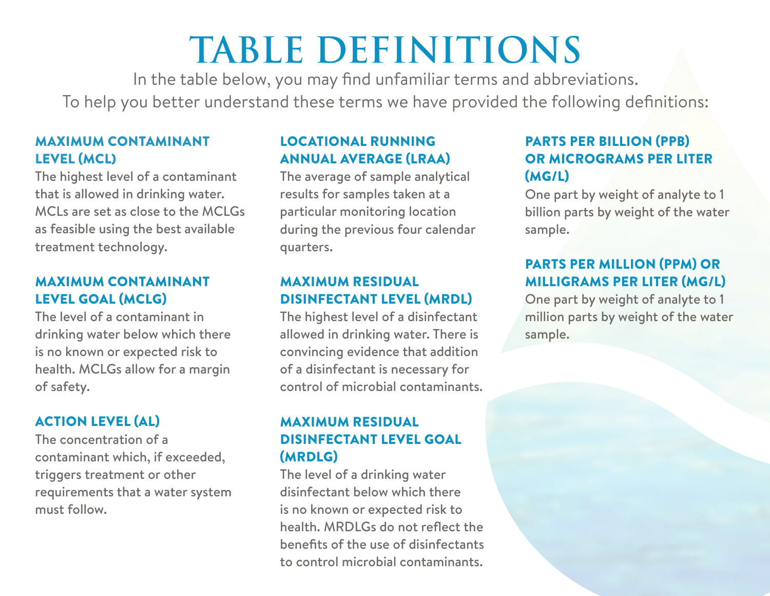# TABLE DEFINITIONS

In the table below, you may find unfamiliar terms and abbreviations.
To help you better understand these terms we have provided the following definitions:

### MAXIMUM CONTAMINANT LEVEL (MCL)

The highest level of a contaminant that is allowed in drinking water. MCLs are set as close to the MCLGs as feasible using the best available treatment technology.

### MAXIMUM CONTAMINANT LEVEL GOAL (MCLG)

The level of a contaminant in drinking water below which there is no known or expected risk to health. MCLGs allow for a margin of safety.

### ACTION LEVEL (AL)

The concentration of a contaminant which, if exceeded, triggers treatment or other requirements that a water system must follow.

### LOCATIONAL RUNNING ANNUAL AVERAGE (LRAA)

The average of sample analytical results for samples taken at a particular monitoring location during the previous four calendar quarters.

### MAXIMUM RESIDUAL DISINFECTANT LEVEL (MRDL)

The highest level of a disinfectant allowed in drinking water. There is convincing evidence that addition of a disinfectant is necessary for control of microbial contaminants.

### MAXIMUM RESIDUAL DISINFECTANT LEVEL GOAL (MRDLG)

The level of a drinking water disinfectant below which there is no known or expected risk to health. MRDLGs do not reflect the benefits of the use of disinfectants to control microbial contaminants.

### PARTS PER BILLION (PPB) OR MICROGRAMS PER LITER (MG/L)

One part by weight of analyte to 1 billion parts by weight of the water sample.

### PARTS PER MILLION (PPM) OR MILLIGRAMS PER LITER (MG/L)

One part by weight of analyte to 1 million parts by weight of the water sample.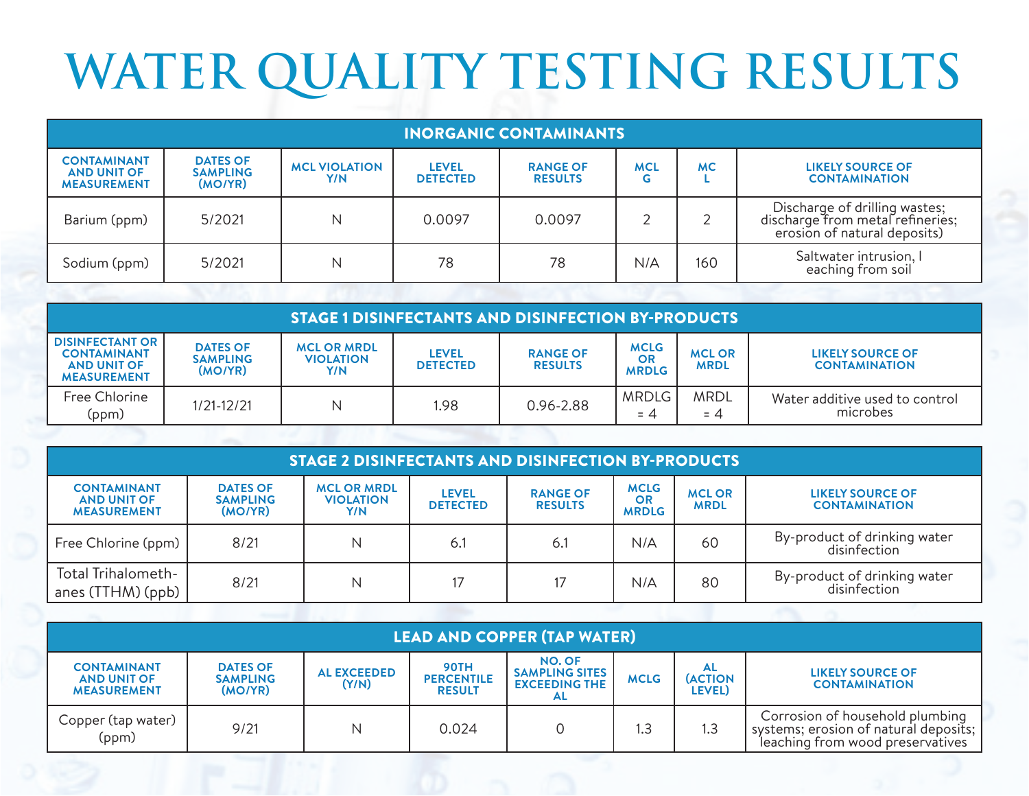# WATER QUALITY TESTING RESULTS

| INORGANIC CONTAMINANTS | | | | | | | |
|---|---|---|---|---|---|---|---|
| CONTAMINANT AND UNIT OF MEASUREMENT | DATES OF SAMPLING (MO/YR) | MCL VIOLATION Y/N | LEVEL DETECTED | RANGE OF RESULTS | MCL G | MC L | LIKELY SOURCE OF CONTAMINATION |
| Barium (ppm) | 5/2021 | N | 0.0097 | 0.0097 | 2 | 2 | Discharge of drilling wastes; discharge from metal refineries; erosion of natural deposits) |
| Sodium (ppm) | 5/2021 | N | 78 | 78 | N/A | 160 | Saltwater intrusion, l eaching from soil |

| STAGE 1 DISINFECTANTS AND DISINFECTION BY-PRODUCTS | | | | | | | |
|---|---|---|---|---|---|---|---|
| DISINFECTANT OR CONTAMINANT AND UNIT OF MEASUREMENT | DATES OF SAMPLING (MO/YR) | MCL OR MRDL VIOLATION Y/N | LEVEL DETECTED | RANGE OF RESULTS | MCLG OR MRDLG | MCL OR MRDL | LIKELY SOURCE OF CONTAMINATION |
| Free Chlorine (ppm) | 1/21-12/21 | N | 1.98 | 0.96-2.88 | MRDLG = 4 | MRDL = 4 | Water additive used to control microbes |

| STAGE 2 DISINFECTANTS AND DISINFECTION BY-PRODUCTS | | | | | | | |
|---|---|---|---|---|---|---|---|
| CONTAMINANT AND UNIT OF MEASUREMENT | DATES OF SAMPLING (MO/YR) | MCL OR MRDL VIOLATION Y/N | LEVEL DETECTED | RANGE OF RESULTS | MCLG OR MRDLG | MCL OR MRDL | LIKELY SOURCE OF CONTAMINATION |
| Free Chlorine (ppm) | 8/21 | N | 6.1 | 6.1 | N/A | 60 | By-product of drinking water disinfection |
| Total Trihalomethanes (TTHM) (ppb) | 8/21 | N | 17 | 17 | N/A | 80 | By-product of drinking water disinfection |

| LEAD AND COPPER (TAP WATER) | | | | | | | |
|---|---|---|---|---|---|---|---|
| CONTAMINANT AND UNIT OF MEASUREMENT | DATES OF SAMPLING (MO/YR) | AL EXCEEDED (Y/N) | 90TH PERCENTILE RESULT | NO. OF SAMPLING SITES EXCEEDING THE AL | MCLG | AL (ACTION LEVEL) | LIKELY SOURCE OF CONTAMINATION |
| Copper (tap water) (ppm) | 9/21 | N | 0.024 | 0 | 1.3 | 1.3 | Corrosion of household plumbing systems; erosion of natural deposits; leaching from wood preservatives |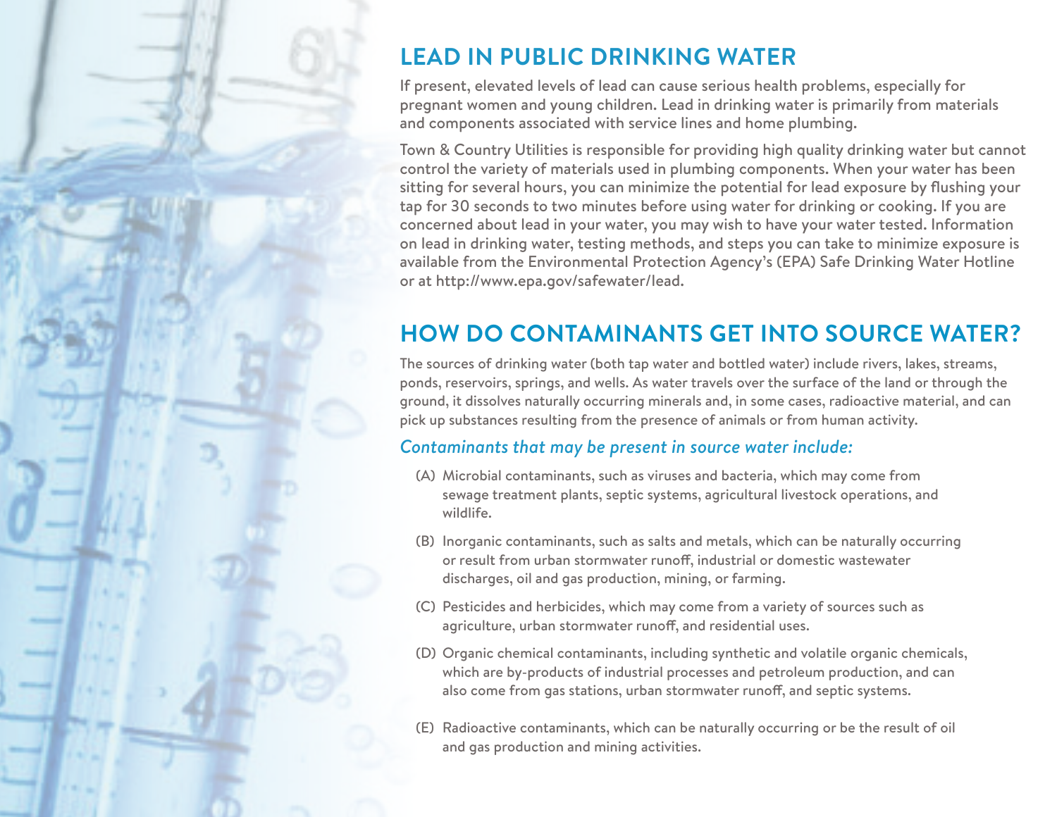## LEAD IN PUBLIC DRINKING WATER

If present, elevated levels of lead can cause serious health problems, especially for pregnant women and young children. Lead in drinking water is primarily from materials and components associated with service lines and home plumbing.

Town & Country Utilities is responsible for providing high quality drinking water but cannot control the variety of materials used in plumbing components. When your water has been sitting for several hours, you can minimize the potential for lead exposure by flushing your tap for 30 seconds to two minutes before using water for drinking or cooking. If you are concerned about lead in your water, you may wish to have your water tested. Information on lead in drinking water, testing methods, and steps you can take to minimize exposure is available from the Environmental Protection Agency's (EPA) Safe Drinking Water Hotline or at http://www.epa.gov/safewater/lead.

## HOW DO CONTAMINANTS GET INTO SOURCE WATER?

The sources of drinking water (both tap water and bottled water) include rivers, lakes, streams, ponds, reservoirs, springs, and wells. As water travels over the surface of the land or through the ground, it dissolves naturally occurring minerals and, in some cases, radioactive material, and can pick up substances resulting from the presence of animals or from human activity.

### *Contaminants that may be present in source water include:*

(A) Microbial contaminants, such as viruses and bacteria, which may come from sewage treatment plants, septic systems, agricultural livestock operations, and wildlife.

(B) Inorganic contaminants, such as salts and metals, which can be naturally occurring or result from urban stormwater runoff, industrial or domestic wastewater discharges, oil and gas production, mining, or farming.

(C) Pesticides and herbicides, which may come from a variety of sources such as agriculture, urban stormwater runoff, and residential uses.

(D) Organic chemical contaminants, including synthetic and volatile organic chemicals, which are by-products of industrial processes and petroleum production, and can also come from gas stations, urban stormwater runoff, and septic systems.

(E) Radioactive contaminants, which can be naturally occurring or be the result of oil and gas production and mining activities.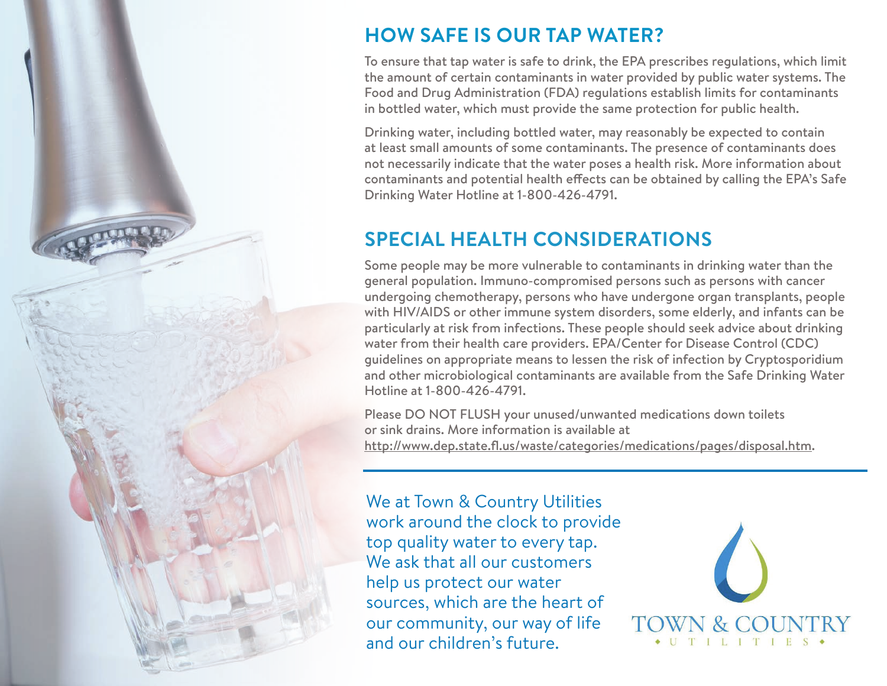## HOW SAFE IS OUR TAP WATER?

To ensure that tap water is safe to drink, the EPA prescribes regulations, which limit the amount of certain contaminants in water provided by public water systems. The Food and Drug Administration (FDA) regulations establish limits for contaminants in bottled water, which must provide the same protection for public health.

Drinking water, including bottled water, may reasonably be expected to contain at least small amounts of some contaminants. The presence of contaminants does not necessarily indicate that the water poses a health risk. More information about contaminants and potential health effects can be obtained by calling the EPA's Safe Drinking Water Hotline at 1-800-426-4791.

## SPECIAL HEALTH CONSIDERATIONS

Some people may be more vulnerable to contaminants in drinking water than the general population. Immuno-compromised persons such as persons with cancer undergoing chemotherapy, persons who have undergone organ transplants, people with HIV/AIDS or other immune system disorders, some elderly, and infants can be particularly at risk from infections. These people should seek advice about drinking water from their health care providers. EPA/Center for Disease Control (CDC) guidelines on appropriate means to lessen the risk of infection by Cryptosporidium and other microbiological contaminants are available from the Safe Drinking Water Hotline at 1-800-426-4791.

Please DO NOT FLUSH your unused/unwanted medications down toilets or sink drains. More information is available at http://www.dep.state.fl.us/waste/categories/medications/pages/disposal.htm.

---

We at Town & Country Utilities work around the clock to provide top quality water to every tap. We ask that all our customers help us protect our water sources, which are the heart of our community, our way of life and our children's future.

TOWN & COUNTRY
UTILITIES